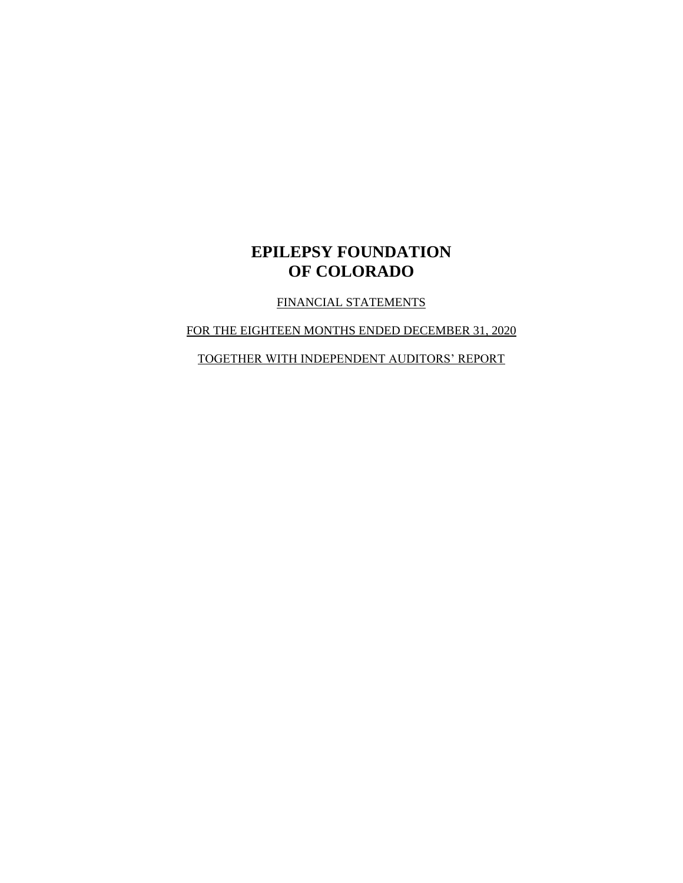# EPILEPSY FOUNDATION OF COLORADO

FINANCIAL STATEMENTS

FOR THE EIGHTEEN MONTHS ENDED DECEMBER 31, 2020

TOGETHER WITH INDEPENDENT AUDITORS' REPORT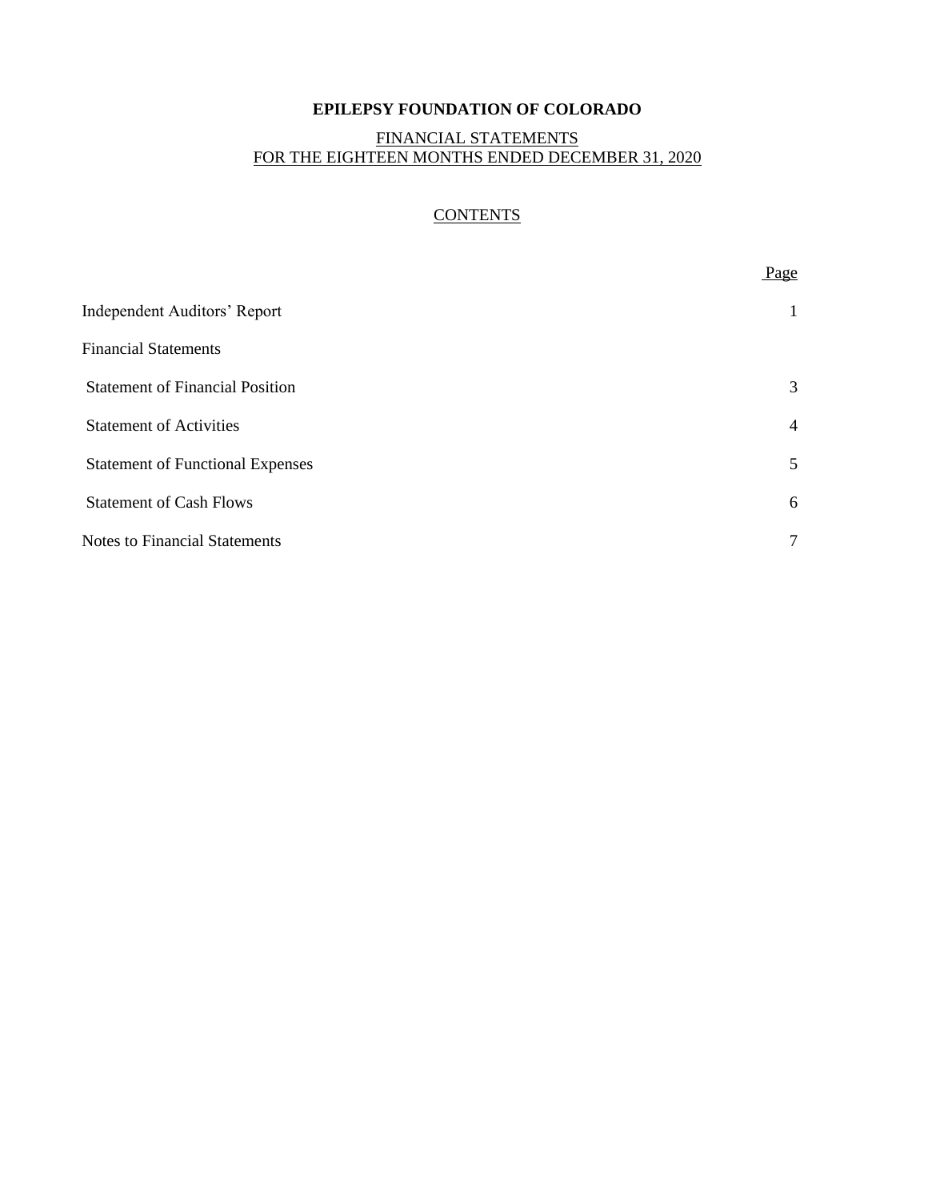# EPILEPSY FOUNDATION OF COLORADO

## FINANCIAL STATEMENTS
## FOR THE EIGHTEEN MONTHS ENDED DECEMBER 31, 2020

### CONTENTS

| | Page |
|---|---|
| Independent Auditors' Report | 1 |
| Financial Statements | |
| Statement of Financial Position | 3 |
| Statement of Activities | 4 |
| Statement of Functional Expenses | 5 |
| Statement of Cash Flows | 6 |
| Notes to Financial Statements | 7 |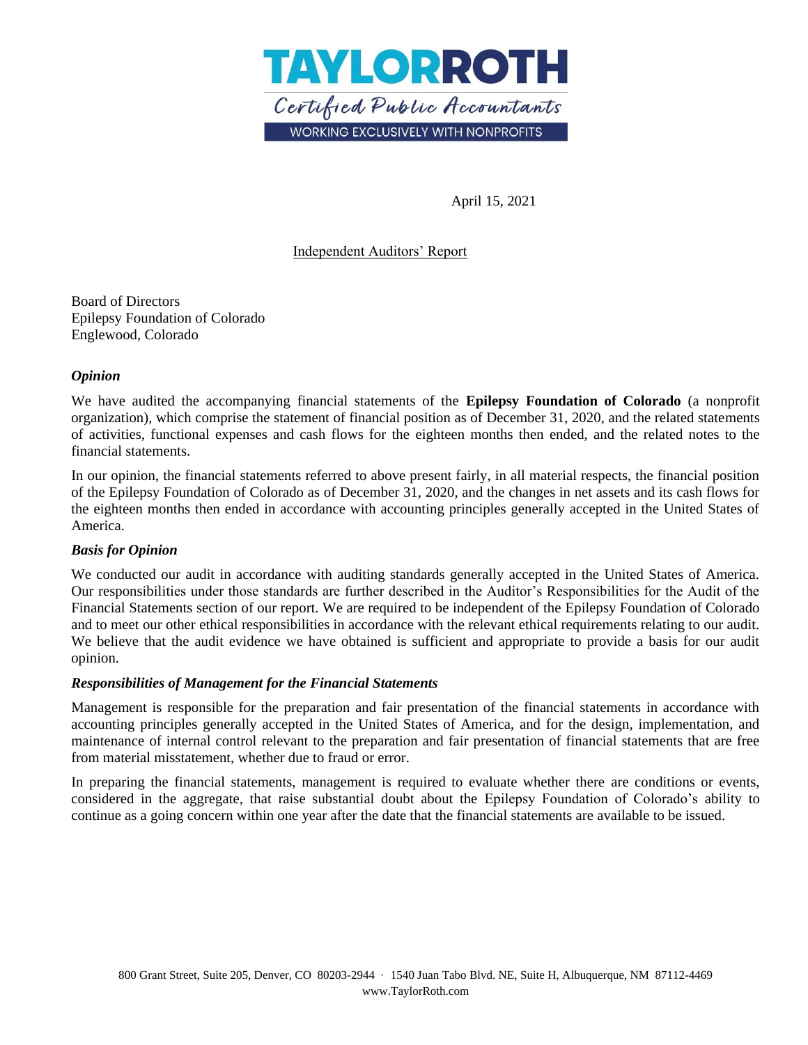**TAYLORROTH**

*Certified Public Accountants*

WORKING EXCLUSIVELY WITH NONPROFITS

April 15, 2021

Independent Auditors' Report

Board of Directors
Epilepsy Foundation of Colorado
Englewood, Colorado

***Opinion***

We have audited the accompanying financial statements of the **Epilepsy Foundation of Colorado** (a nonprofit organization), which comprise the statement of financial position as of December 31, 2020, and the related statements of activities, functional expenses and cash flows for the eighteen months then ended, and the related notes to the financial statements.

In our opinion, the financial statements referred to above present fairly, in all material respects, the financial position of the Epilepsy Foundation of Colorado as of December 31, 2020, and the changes in net assets and its cash flows for the eighteen months then ended in accordance with accounting principles generally accepted in the United States of America.

***Basis for Opinion***

We conducted our audit in accordance with auditing standards generally accepted in the United States of America. Our responsibilities under those standards are further described in the Auditor's Responsibilities for the Audit of the Financial Statements section of our report. We are required to be independent of the Epilepsy Foundation of Colorado and to meet our other ethical responsibilities in accordance with the relevant ethical requirements relating to our audit. We believe that the audit evidence we have obtained is sufficient and appropriate to provide a basis for our audit opinion.

***Responsibilities of Management for the Financial Statements***

Management is responsible for the preparation and fair presentation of the financial statements in accordance with accounting principles generally accepted in the United States of America, and for the design, implementation, and maintenance of internal control relevant to the preparation and fair presentation of financial statements that are free from material misstatement, whether due to fraud or error.

In preparing the financial statements, management is required to evaluate whether there are conditions or events, considered in the aggregate, that raise substantial doubt about the Epilepsy Foundation of Colorado's ability to continue as a going concern within one year after the date that the financial statements are available to be issued.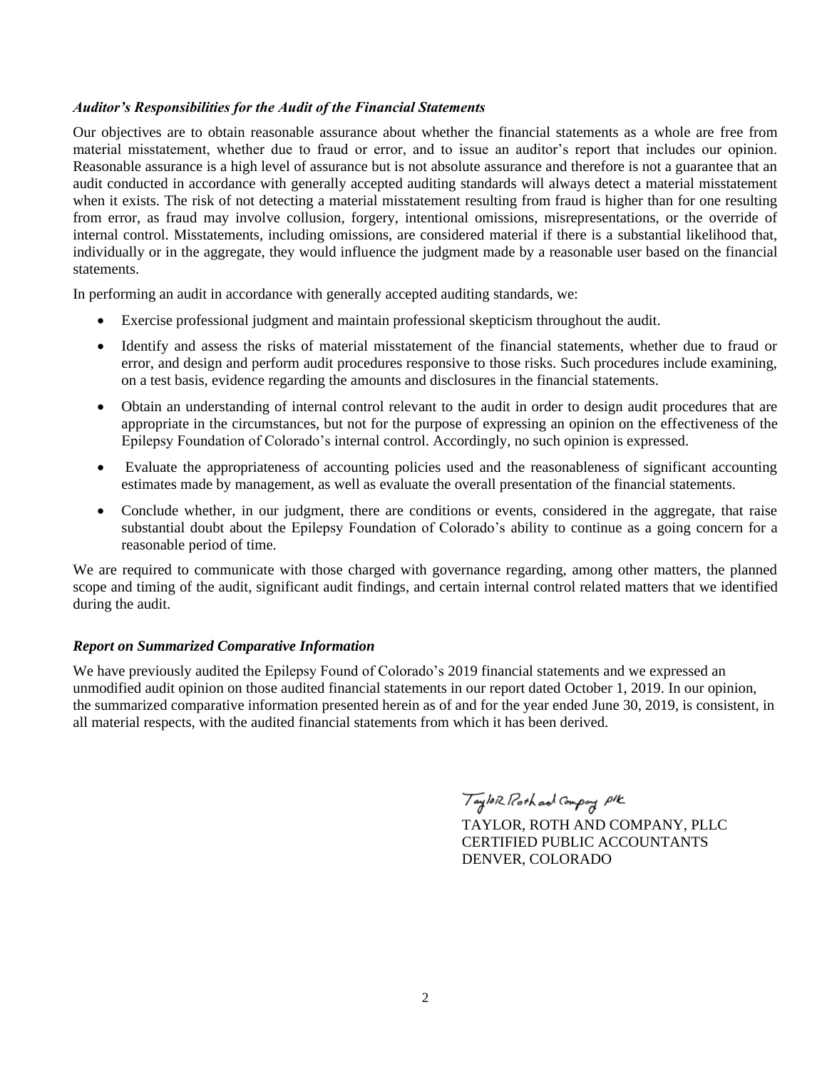### *Auditor's Responsibilities for the Audit of the Financial Statements*

Our objectives are to obtain reasonable assurance about whether the financial statements as a whole are free from material misstatement, whether due to fraud or error, and to issue an auditor's report that includes our opinion. Reasonable assurance is a high level of assurance but is not absolute assurance and therefore is not a guarantee that an audit conducted in accordance with generally accepted auditing standards will always detect a material misstatement when it exists. The risk of not detecting a material misstatement resulting from fraud is higher than for one resulting from error, as fraud may involve collusion, forgery, intentional omissions, misrepresentations, or the override of internal control. Misstatements, including omissions, are considered material if there is a substantial likelihood that, individually or in the aggregate, they would influence the judgment made by a reasonable user based on the financial statements.

In performing an audit in accordance with generally accepted auditing standards, we:

- Exercise professional judgment and maintain professional skepticism throughout the audit.
- Identify and assess the risks of material misstatement of the financial statements, whether due to fraud or error, and design and perform audit procedures responsive to those risks. Such procedures include examining, on a test basis, evidence regarding the amounts and disclosures in the financial statements.
- Obtain an understanding of internal control relevant to the audit in order to design audit procedures that are appropriate in the circumstances, but not for the purpose of expressing an opinion on the effectiveness of the Epilepsy Foundation of Colorado's internal control. Accordingly, no such opinion is expressed.
- Evaluate the appropriateness of accounting policies used and the reasonableness of significant accounting estimates made by management, as well as evaluate the overall presentation of the financial statements.
- Conclude whether, in our judgment, there are conditions or events, considered in the aggregate, that raise substantial doubt about the Epilepsy Foundation of Colorado's ability to continue as a going concern for a reasonable period of time.

We are required to communicate with those charged with governance regarding, among other matters, the planned scope and timing of the audit, significant audit findings, and certain internal control related matters that we identified during the audit.

### *Report on Summarized Comparative Information*

We have previously audited the Epilepsy Found of Colorado's 2019 financial statements and we expressed an unmodified audit opinion on those audited financial statements in our report dated October 1, 2019. In our opinion, the summarized comparative information presented herein as of and for the year ended June 30, 2019, is consistent, in all material respects, with the audited financial statements from which it has been derived.

Taylor Roth and Company plc

TAYLOR, ROTH AND COMPANY, PLLC
CERTIFIED PUBLIC ACCOUNTANTS
DENVER, COLORADO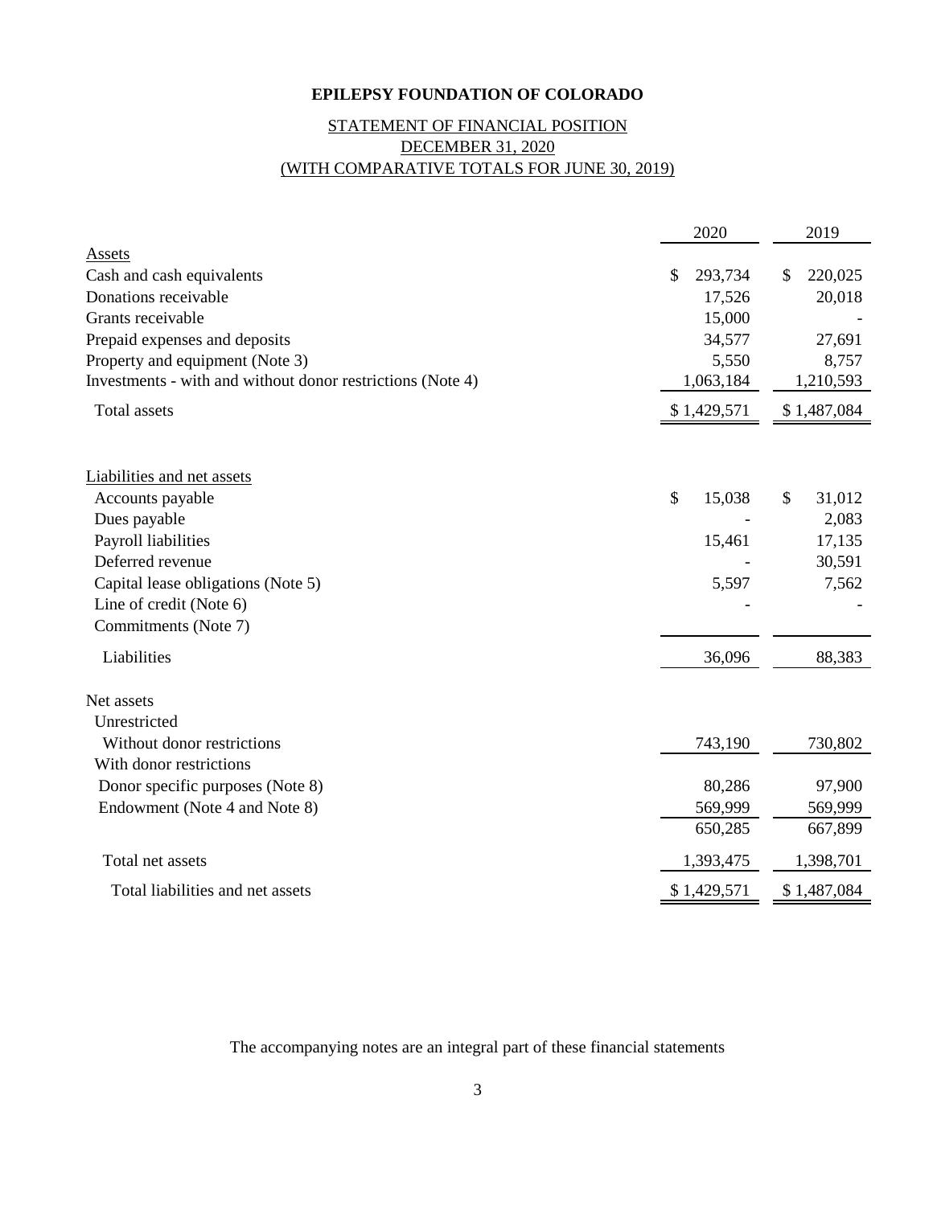**EPILEPSY FOUNDATION OF COLORADO**

STATEMENT OF FINANCIAL POSITION
DECEMBER 31, 2020
(WITH COMPARATIVE TOTALS FOR JUNE 30, 2019)

| | 2020 | 2019 |
|---|---|---|
| **Assets** | | |
| Cash and cash equivalents | $ 293,734 | $ 220,025 |
| Donations receivable | 17,526 | 20,018 |
| Grants receivable | 15,000 | - |
| Prepaid expenses and deposits | 34,577 | 27,691 |
| Property and equipment (Note 3) | 5,550 | 8,757 |
| Investments - with and without donor restrictions (Note 4) | 1,063,184 | 1,210,593 |
| Total assets | $ 1,429,571 | $ 1,487,084 |
| | | |
| **Liabilities and net assets** | | |
| Accounts payable | $ 15,038 | $ 31,012 |
| Dues payable | - | 2,083 |
| Payroll liabilities | 15,461 | 17,135 |
| Deferred revenue | - | 30,591 |
| Capital lease obligations (Note 5) | 5,597 | 7,562 |
| Line of credit (Note 6) | - | - |
| Commitments (Note 7) | | |
| Liabilities | 36,096 | 88,383 |
| | | |
| Net assets | | |
| Unrestricted | | |
| Without donor restrictions | 743,190 | 730,802 |
| With donor restrictions | | |
| Donor specific purposes (Note 8) | 80,286 | 97,900 |
| Endowment (Note 4 and Note 8) | 569,999 | 569,999 |
| | 650,285 | 667,899 |
| Total net assets | 1,393,475 | 1,398,701 |
| Total liabilities and net assets | $ 1,429,571 | $ 1,487,084 |

The accompanying notes are an integral part of these financial statements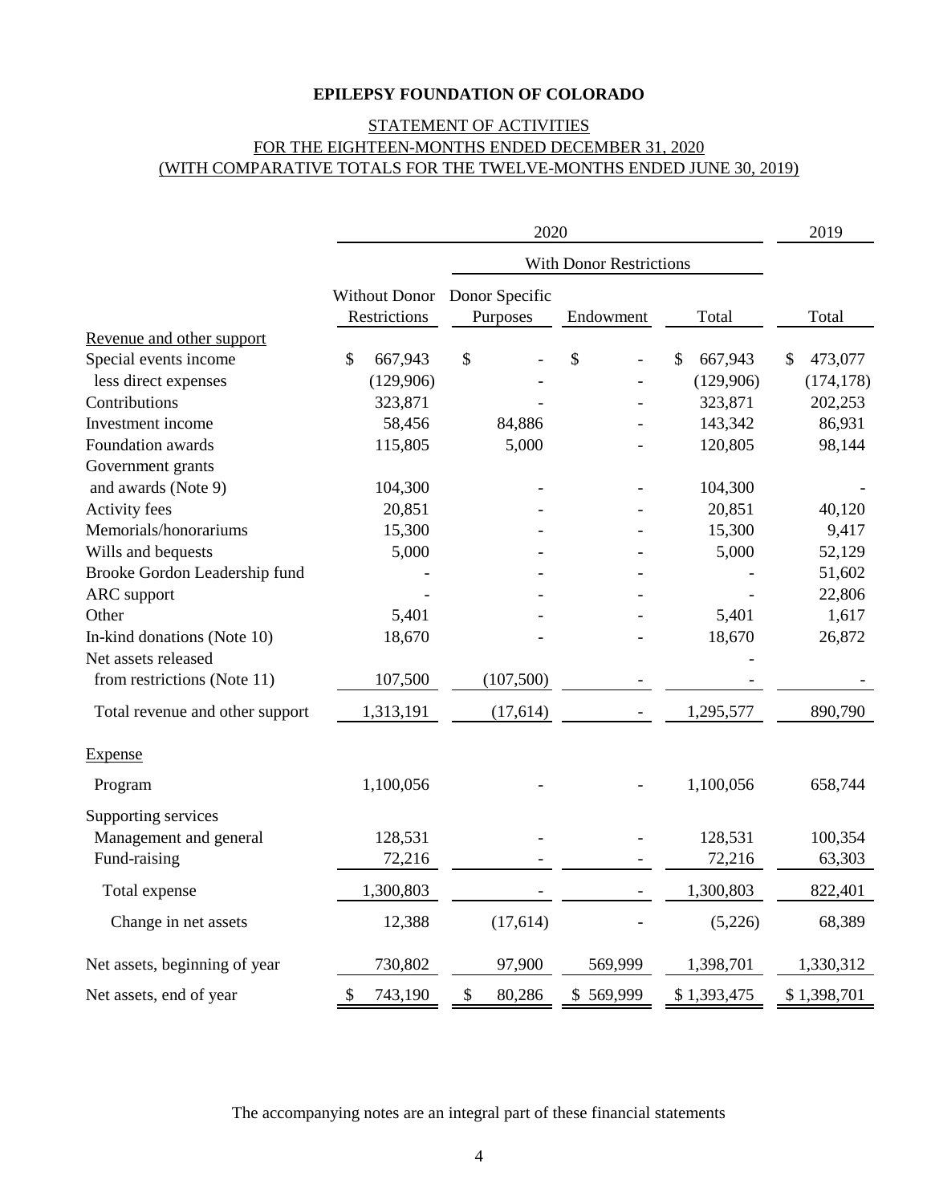**EPILEPSY FOUNDATION OF COLORADO**

STATEMENT OF ACTIVITIES
FOR THE EIGHTEEN-MONTHS ENDED DECEMBER 31, 2020
(WITH COMPARATIVE TOTALS FOR THE TWELVE-MONTHS ENDED JUNE 30, 2019)

| | 2020 | | | | 2019 |
|---|---|---|---|---|---|
| | | With Donor Restrictions | | | |
| | Without Donor Restrictions | Donor Specific Purposes | Endowment | Total | Total |
| Revenue and other support | | | | | |
| Special events income | $ 667,943 | $ - | $ - | $ 667,943 | $ 473,077 |
| less direct expenses | (129,906) | - | - | (129,906) | (174,178) |
| Contributions | 323,871 | - | - | 323,871 | 202,253 |
| Investment income | 58,456 | 84,886 | - | 143,342 | 86,931 |
| Foundation awards | 115,805 | 5,000 | - | 120,805 | 98,144 |
| Government grants and awards (Note 9) | 104,300 | - | - | 104,300 | - |
| Activity fees | 20,851 | - | - | 20,851 | 40,120 |
| Memorials/honorariums | 15,300 | - | - | 15,300 | 9,417 |
| Wills and bequests | 5,000 | - | - | 5,000 | 52,129 |
| Brooke Gordon Leadership fund | - | - | - | - | 51,602 |
| ARC support | - | - | - | - | 22,806 |
| Other | 5,401 | - | - | 5,401 | 1,617 |
| In-kind donations (Note 10) | 18,670 | - | - | 18,670 | 26,872 |
| Net assets released from restrictions (Note 11) | 107,500 | (107,500) | - | - | - |
| Total revenue and other support | 1,313,191 | (17,614) | - | 1,295,577 | 890,790 |
| Expense | | | | | |
| Program | 1,100,056 | - | - | 1,100,056 | 658,744 |
| Supporting services | | | | | |
| Management and general | 128,531 | - | - | 128,531 | 100,354 |
| Fund-raising | 72,216 | - | - | 72,216 | 63,303 |
| Total expense | 1,300,803 | - | - | 1,300,803 | 822,401 |
| Change in net assets | 12,388 | (17,614) | - | (5,226) | 68,389 |
| Net assets, beginning of year | 730,802 | 97,900 | 569,999 | 1,398,701 | 1,330,312 |
| Net assets, end of year | $ 743,190 | $ 80,286 | $ 569,999 | $ 1,393,475 | $ 1,398,701 |

The accompanying notes are an integral part of these financial statements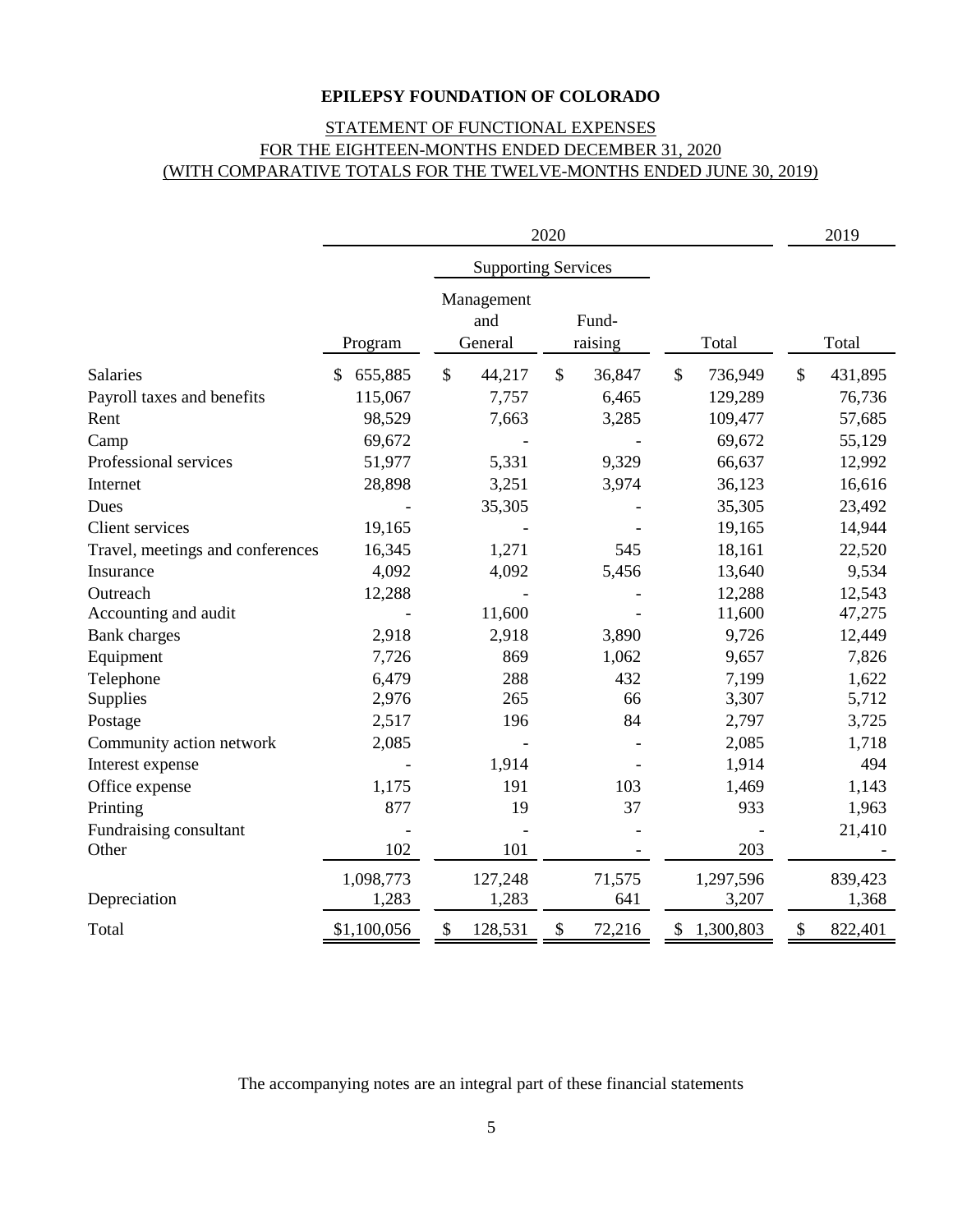# EPILEPSY FOUNDATION OF COLORADO

## STATEMENT OF FUNCTIONAL EXPENSES
## FOR THE EIGHTEEN-MONTHS ENDED DECEMBER 31, 2020
## (WITH COMPARATIVE TOTALS FOR THE TWELVE-MONTHS ENDED JUNE 30, 2019)

| | 2020 | | | | 2019 |
|---|---|---|---|---|---|
| | | Supporting Services | | | |
| | Program | Management and General | Fund-raising | Total | Total |
| Salaries | $ 655,885 | $ 44,217 | $ 36,847 | $ 736,949 | $ 431,895 |
| Payroll taxes and benefits | 115,067 | 7,757 | 6,465 | 129,289 | 76,736 |
| Rent | 98,529 | 7,663 | 3,285 | 109,477 | 57,685 |
| Camp | 69,672 | - | - | 69,672 | 55,129 |
| Professional services | 51,977 | 5,331 | 9,329 | 66,637 | 12,992 |
| Internet | 28,898 | 3,251 | 3,974 | 36,123 | 16,616 |
| Dues | - | 35,305 | - | 35,305 | 23,492 |
| Client services | 19,165 | - | - | 19,165 | 14,944 |
| Travel, meetings and conferences | 16,345 | 1,271 | 545 | 18,161 | 22,520 |
| Insurance | 4,092 | 4,092 | 5,456 | 13,640 | 9,534 |
| Outreach | 12,288 | - | - | 12,288 | 12,543 |
| Accounting and audit | - | 11,600 | - | 11,600 | 47,275 |
| Bank charges | 2,918 | 2,918 | 3,890 | 9,726 | 12,449 |
| Equipment | 7,726 | 869 | 1,062 | 9,657 | 7,826 |
| Telephone | 6,479 | 288 | 432 | 7,199 | 1,622 |
| Supplies | 2,976 | 265 | 66 | 3,307 | 5,712 |
| Postage | 2,517 | 196 | 84 | 2,797 | 3,725 |
| Community action network | 2,085 | - | - | 2,085 | 1,718 |
| Interest expense | - | 1,914 | - | 1,914 | 494 |
| Office expense | 1,175 | 191 | 103 | 1,469 | 1,143 |
| Printing | 877 | 19 | 37 | 933 | 1,963 |
| Fundraising consultant | - | - | - | - | 21,410 |
| Other | 102 | 101 | - | 203 | - |
| | 1,098,773 | 127,248 | 71,575 | 1,297,596 | 839,423 |
| Depreciation | 1,283 | 1,283 | 641 | 3,207 | 1,368 |
| Total | $1,100,056 | $ 128,531 | $ 72,216 | $ 1,300,803 | $ 822,401 |

The accompanying notes are an integral part of these financial statements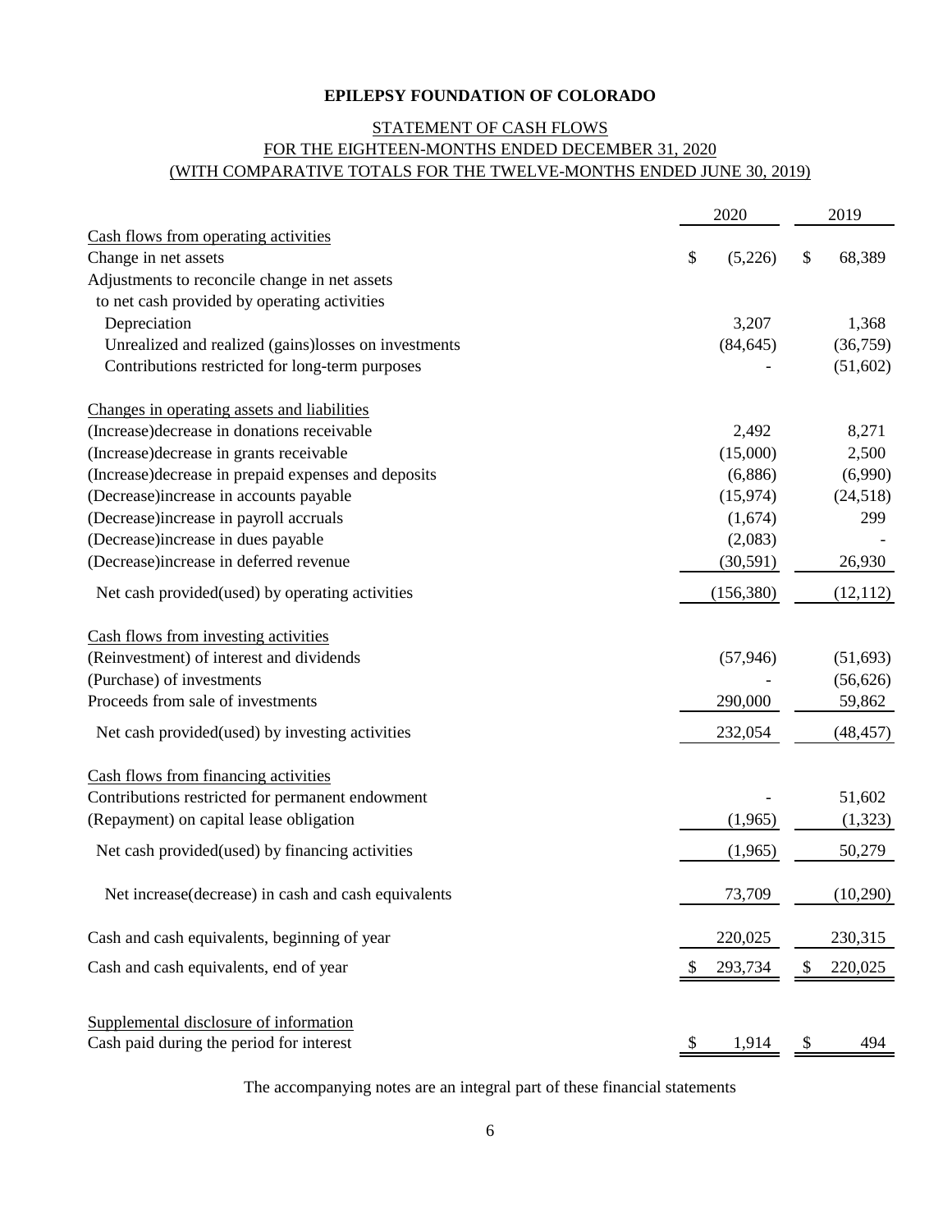# EPILEPSY FOUNDATION OF COLORADO

## STATEMENT OF CASH FLOWS
## FOR THE EIGHTEEN-MONTHS ENDED DECEMBER 31, 2020
## (WITH COMPARATIVE TOTALS FOR THE TWELVE-MONTHS ENDED JUNE 30, 2019)

| | 2020 | 2019 |
|---|---|---|
| Cash flows from operating activities | | |
| Change in net assets | $ (5,226) | $ 68,389 |
| Adjustments to reconcile change in net assets to net cash provided by operating activities | | |
| Depreciation | 3,207 | 1,368 |
| Unrealized and realized (gains)losses on investments | (84,645) | (36,759) |
| Contributions restricted for long-term purposes | - | (51,602) |
| Changes in operating assets and liabilities | | |
| (Increase)decrease in donations receivable | 2,492 | 8,271 |
| (Increase)decrease in grants receivable | (15,000) | 2,500 |
| (Increase)decrease in prepaid expenses and deposits | (6,886) | (6,990) |
| (Decrease)increase in accounts payable | (15,974) | (24,518) |
| (Decrease)increase in payroll accruals | (1,674) | 299 |
| (Decrease)increase in dues payable | (2,083) | - |
| (Decrease)increase in deferred revenue | (30,591) | 26,930 |
| Net cash provided(used) by operating activities | (156,380) | (12,112) |
| Cash flows from investing activities | | |
| (Reinvestment) of interest and dividends | (57,946) | (51,693) |
| (Purchase) of investments | - | (56,626) |
| Proceeds from sale of investments | 290,000 | 59,862 |
| Net cash provided(used) by investing activities | 232,054 | (48,457) |
| Cash flows from financing activities | | |
| Contributions restricted for permanent endowment | - | 51,602 |
| (Repayment) on capital lease obligation | (1,965) | (1,323) |
| Net cash provided(used) by financing activities | (1,965) | 50,279 |
| Net increase(decrease) in cash and cash equivalents | 73,709 | (10,290) |
| Cash and cash equivalents, beginning of year | 220,025 | 230,315 |
| Cash and cash equivalents, end of year | $ 293,734 | $ 220,025 |
| Supplemental disclosure of information | | |
| Cash paid during the period for interest | $ 1,914 | $ 494 |

The accompanying notes are an integral part of these financial statements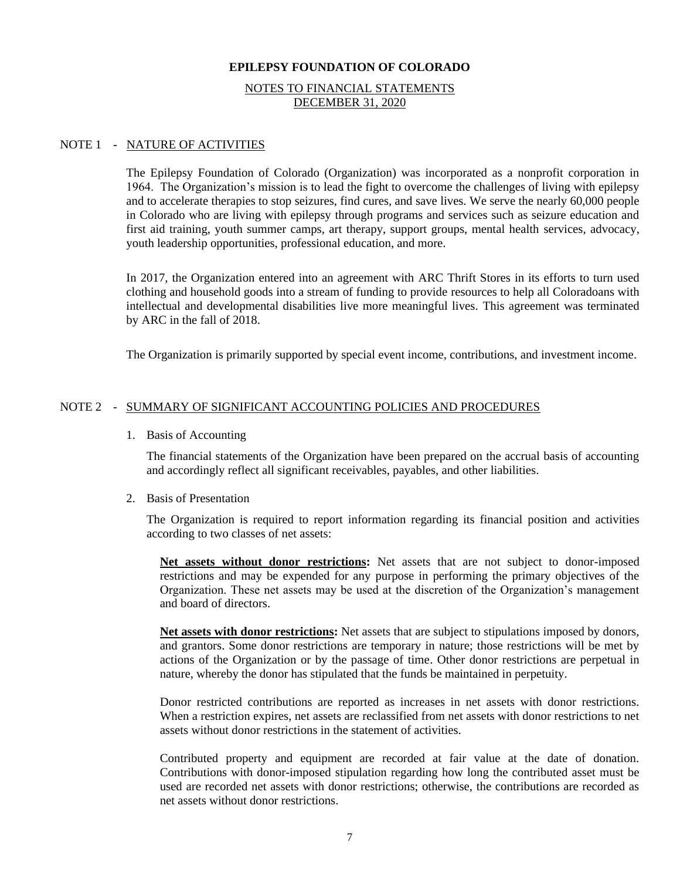# EPILEPSY FOUNDATION OF COLORADO

NOTES TO FINANCIAL STATEMENTS
DECEMBER 31, 2020

## NOTE 1 - NATURE OF ACTIVITIES

The Epilepsy Foundation of Colorado (Organization) was incorporated as a nonprofit corporation in 1964. The Organization's mission is to lead the fight to overcome the challenges of living with epilepsy and to accelerate therapies to stop seizures, find cures, and save lives. We serve the nearly 60,000 people in Colorado who are living with epilepsy through programs and services such as seizure education and first aid training, youth summer camps, art therapy, support groups, mental health services, advocacy, youth leadership opportunities, professional education, and more.

In 2017, the Organization entered into an agreement with ARC Thrift Stores in its efforts to turn used clothing and household goods into a stream of funding to provide resources to help all Coloradoans with intellectual and developmental disabilities live more meaningful lives. This agreement was terminated by ARC in the fall of 2018.

The Organization is primarily supported by special event income, contributions, and investment income.

## NOTE 2 - SUMMARY OF SIGNIFICANT ACCOUNTING POLICIES AND PROCEDURES

1. Basis of Accounting

   The financial statements of the Organization have been prepared on the accrual basis of accounting and accordingly reflect all significant receivables, payables, and other liabilities.

2. Basis of Presentation

   The Organization is required to report information regarding its financial position and activities according to two classes of net assets:

   **Net assets without donor restrictions:** Net assets that are not subject to donor-imposed restrictions and may be expended for any purpose in performing the primary objectives of the Organization. These net assets may be used at the discretion of the Organization's management and board of directors.

   **Net assets with donor restrictions:** Net assets that are subject to stipulations imposed by donors, and grantors. Some donor restrictions are temporary in nature; those restrictions will be met by actions of the Organization or by the passage of time. Other donor restrictions are perpetual in nature, whereby the donor has stipulated that the funds be maintained in perpetuity.

   Donor restricted contributions are reported as increases in net assets with donor restrictions. When a restriction expires, net assets are reclassified from net assets with donor restrictions to net assets without donor restrictions in the statement of activities.

   Contributed property and equipment are recorded at fair value at the date of donation. Contributions with donor-imposed stipulation regarding how long the contributed asset must be used are recorded net assets with donor restrictions; otherwise, the contributions are recorded as net assets without donor restrictions.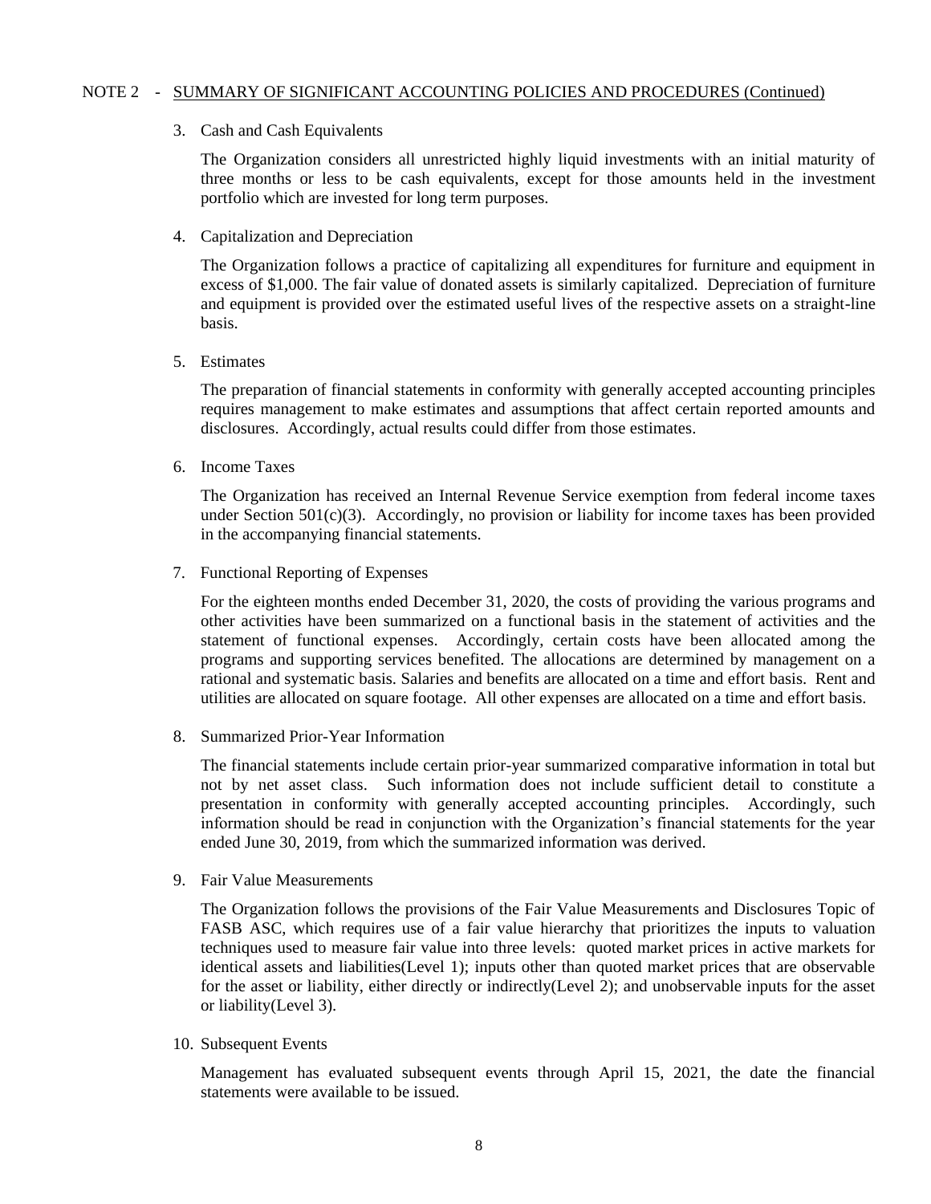NOTE 2 - SUMMARY OF SIGNIFICANT ACCOUNTING POLICIES AND PROCEDURES (Continued)

3. Cash and Cash Equivalents

   The Organization considers all unrestricted highly liquid investments with an initial maturity of three months or less to be cash equivalents, except for those amounts held in the investment portfolio which are invested for long term purposes.

4. Capitalization and Depreciation

   The Organization follows a practice of capitalizing all expenditures for furniture and equipment in excess of $1,000. The fair value of donated assets is similarly capitalized. Depreciation of furniture and equipment is provided over the estimated useful lives of the respective assets on a straight-line basis.

5. Estimates

   The preparation of financial statements in conformity with generally accepted accounting principles requires management to make estimates and assumptions that affect certain reported amounts and disclosures. Accordingly, actual results could differ from those estimates.

6. Income Taxes

   The Organization has received an Internal Revenue Service exemption from federal income taxes under Section 501(c)(3). Accordingly, no provision or liability for income taxes has been provided in the accompanying financial statements.

7. Functional Reporting of Expenses

   For the eighteen months ended December 31, 2020, the costs of providing the various programs and other activities have been summarized on a functional basis in the statement of activities and the statement of functional expenses. Accordingly, certain costs have been allocated among the programs and supporting services benefited. The allocations are determined by management on a rational and systematic basis. Salaries and benefits are allocated on a time and effort basis. Rent and utilities are allocated on square footage. All other expenses are allocated on a time and effort basis.

8. Summarized Prior-Year Information

   The financial statements include certain prior-year summarized comparative information in total but not by net asset class. Such information does not include sufficient detail to constitute a presentation in conformity with generally accepted accounting principles. Accordingly, such information should be read in conjunction with the Organization's financial statements for the year ended June 30, 2019, from which the summarized information was derived.

9. Fair Value Measurements

   The Organization follows the provisions of the Fair Value Measurements and Disclosures Topic of FASB ASC, which requires use of a fair value hierarchy that prioritizes the inputs to valuation techniques used to measure fair value into three levels: quoted market prices in active markets for identical assets and liabilities(Level 1); inputs other than quoted market prices that are observable for the asset or liability, either directly or indirectly(Level 2); and unobservable inputs for the asset or liability(Level 3).

10. Subsequent Events

    Management has evaluated subsequent events through April 15, 2021, the date the financial statements were available to be issued.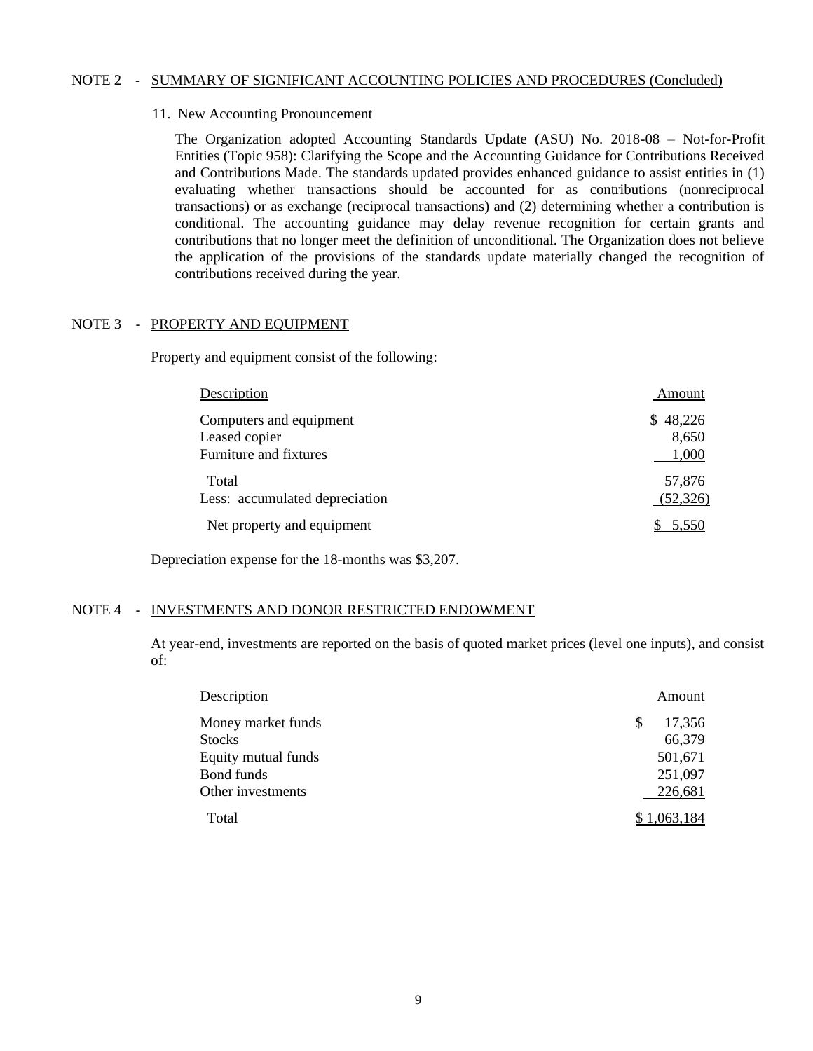## NOTE 2 - SUMMARY OF SIGNIFICANT ACCOUNTING POLICIES AND PROCEDURES (Concluded)

11. New Accounting Pronouncement

The Organization adopted Accounting Standards Update (ASU) No. 2018-08 – Not-for-Profit Entities (Topic 958): Clarifying the Scope and the Accounting Guidance for Contributions Received and Contributions Made. The standards updated provides enhanced guidance to assist entities in (1) evaluating whether transactions should be accounted for as contributions (nonreciprocal transactions) or as exchange (reciprocal transactions) and (2) determining whether a contribution is conditional. The accounting guidance may delay revenue recognition for certain grants and contributions that no longer meet the definition of unconditional. The Organization does not believe the application of the provisions of the standards update materially changed the recognition of contributions received during the year.

## NOTE 3 - PROPERTY AND EQUIPMENT

Property and equipment consist of the following:

| Description | Amount |
|---|---|
| Computers and equipment | $ 48,226 |
| Leased copier | 8,650 |
| Furniture and fixtures | 1,000 |
| Total | 57,876 |
| Less: accumulated depreciation | (52,326) |
| Net property and equipment | $ 5,550 |

Depreciation expense for the 18-months was $3,207.

## NOTE 4 - INVESTMENTS AND DONOR RESTRICTED ENDOWMENT

At year-end, investments are reported on the basis of quoted market prices (level one inputs), and consist of:

| Description | Amount |
|---|---|
| Money market funds | $ 17,356 |
| Stocks | 66,379 |
| Equity mutual funds | 501,671 |
| Bond funds | 251,097 |
| Other investments | 226,681 |
| Total | $ 1,063,184 |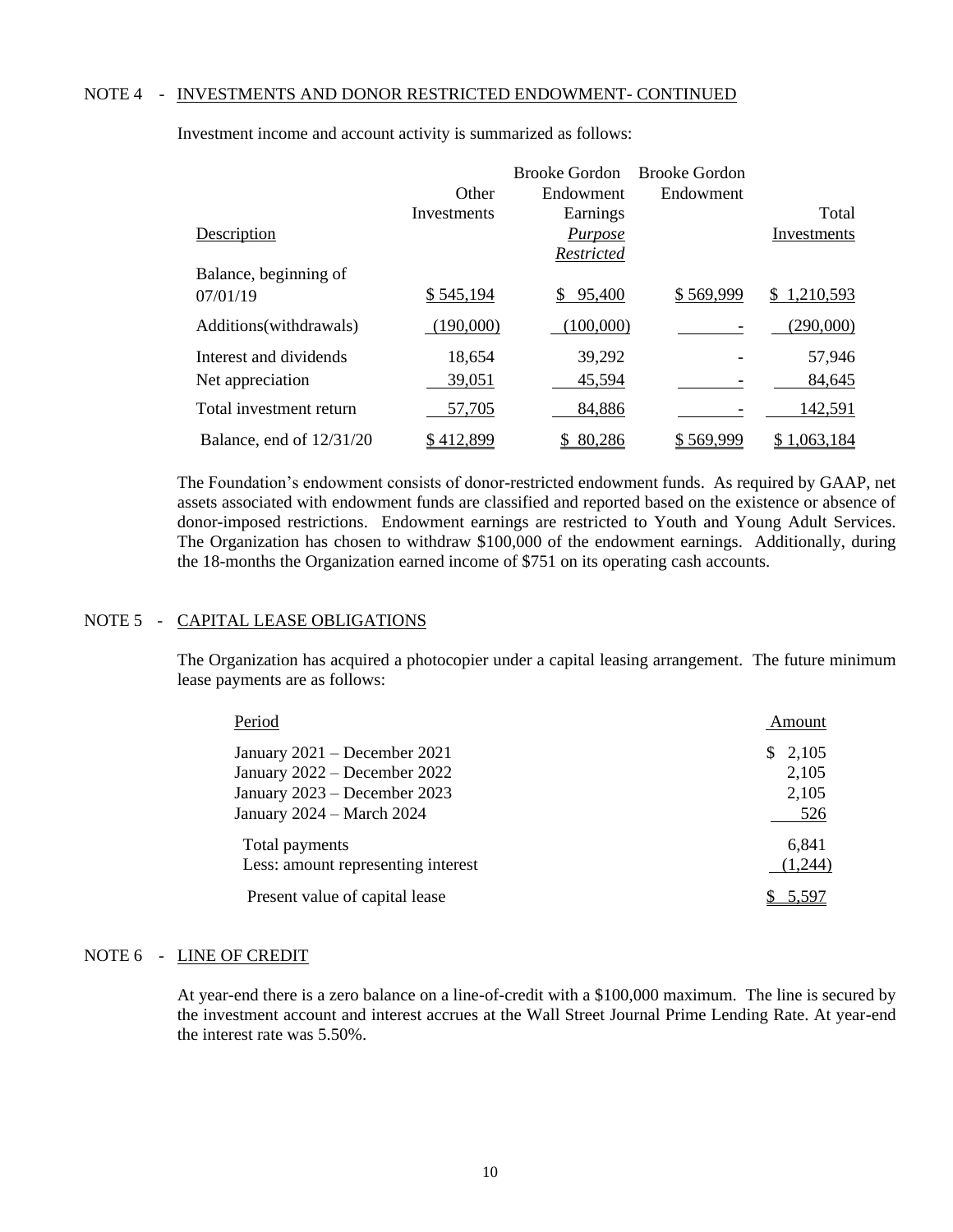NOTE 4 - INVESTMENTS AND DONOR RESTRICTED ENDOWMENT- CONTINUED

Investment income and account activity is summarized as follows:

| Description | Other Investments | Brooke Gordon Endowment Earnings *Purpose Restricted* | Brooke Gordon Endowment | Total Investments |
|---|---|---|---|---|
| Balance, beginning of 07/01/19 | $ 545,194 | $ 95,400 | $ 569,999 | $ 1,210,593 |
| Additions(withdrawals) | (190,000) | (100,000) | - | (290,000) |
| Interest and dividends | 18,654 | 39,292 | - | 57,946 |
| Net appreciation | 39,051 | 45,594 | - | 84,645 |
| Total investment return | 57,705 | 84,886 | - | 142,591 |
| Balance, end of 12/31/20 | $ 412,899 | $ 80,286 | $ 569,999 | $ 1,063,184 |

The Foundation's endowment consists of donor-restricted endowment funds. As required by GAAP, net assets associated with endowment funds are classified and reported based on the existence or absence of donor-imposed restrictions. Endowment earnings are restricted to Youth and Young Adult Services. The Organization has chosen to withdraw $100,000 of the endowment earnings. Additionally, during the 18-months the Organization earned income of $751 on its operating cash accounts.

NOTE 5 - CAPITAL LEASE OBLIGATIONS

The Organization has acquired a photocopier under a capital leasing arrangement. The future minimum lease payments are as follows:

| Period | Amount |
|---|---|
| January 2021 – December 2021 | $ 2,105 |
| January 2022 – December 2022 | 2,105 |
| January 2023 – December 2023 | 2,105 |
| January 2024 – March 2024 | 526 |
| Total payments | 6,841 |
| Less: amount representing interest | (1,244) |
| Present value of capital lease | $ 5,597 |

NOTE 6 - LINE OF CREDIT

At year-end there is a zero balance on a line-of-credit with a $100,000 maximum. The line is secured by the investment account and interest accrues at the Wall Street Journal Prime Lending Rate. At year-end the interest rate was 5.50%.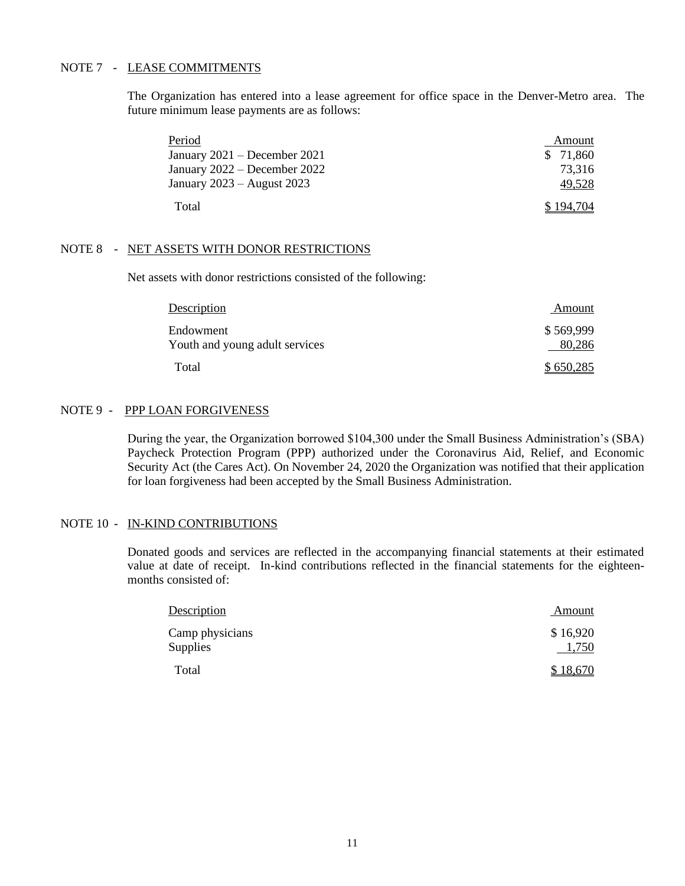## NOTE 7 - LEASE COMMITMENTS

The Organization has entered into a lease agreement for office space in the Denver-Metro area. The future minimum lease payments are as follows:

| Period | Amount |
|---|---|
| January 2021 – December 2021 | $ 71,860 |
| January 2022 – December 2022 | 73,316 |
| January 2023 – August 2023 | 49,528 |
| Total | $ 194,704 |

## NOTE 8 - NET ASSETS WITH DONOR RESTRICTIONS

Net assets with donor restrictions consisted of the following:

| Description | Amount |
|---|---|
| Endowment | $ 569,999 |
| Youth and young adult services | 80,286 |
| Total | $ 650,285 |

## NOTE 9 - PPP LOAN FORGIVENESS

During the year, the Organization borrowed $104,300 under the Small Business Administration's (SBA) Paycheck Protection Program (PPP) authorized under the Coronavirus Aid, Relief, and Economic Security Act (the Cares Act). On November 24, 2020 the Organization was notified that their application for loan forgiveness had been accepted by the Small Business Administration.

## NOTE 10 - IN-KIND CONTRIBUTIONS

Donated goods and services are reflected in the accompanying financial statements at their estimated value at date of receipt. In-kind contributions reflected in the financial statements for the eighteen-months consisted of:

| Description | Amount |
|---|---|
| Camp physicians | $ 16,920 |
| Supplies | 1,750 |
| Total | $ 18,670 |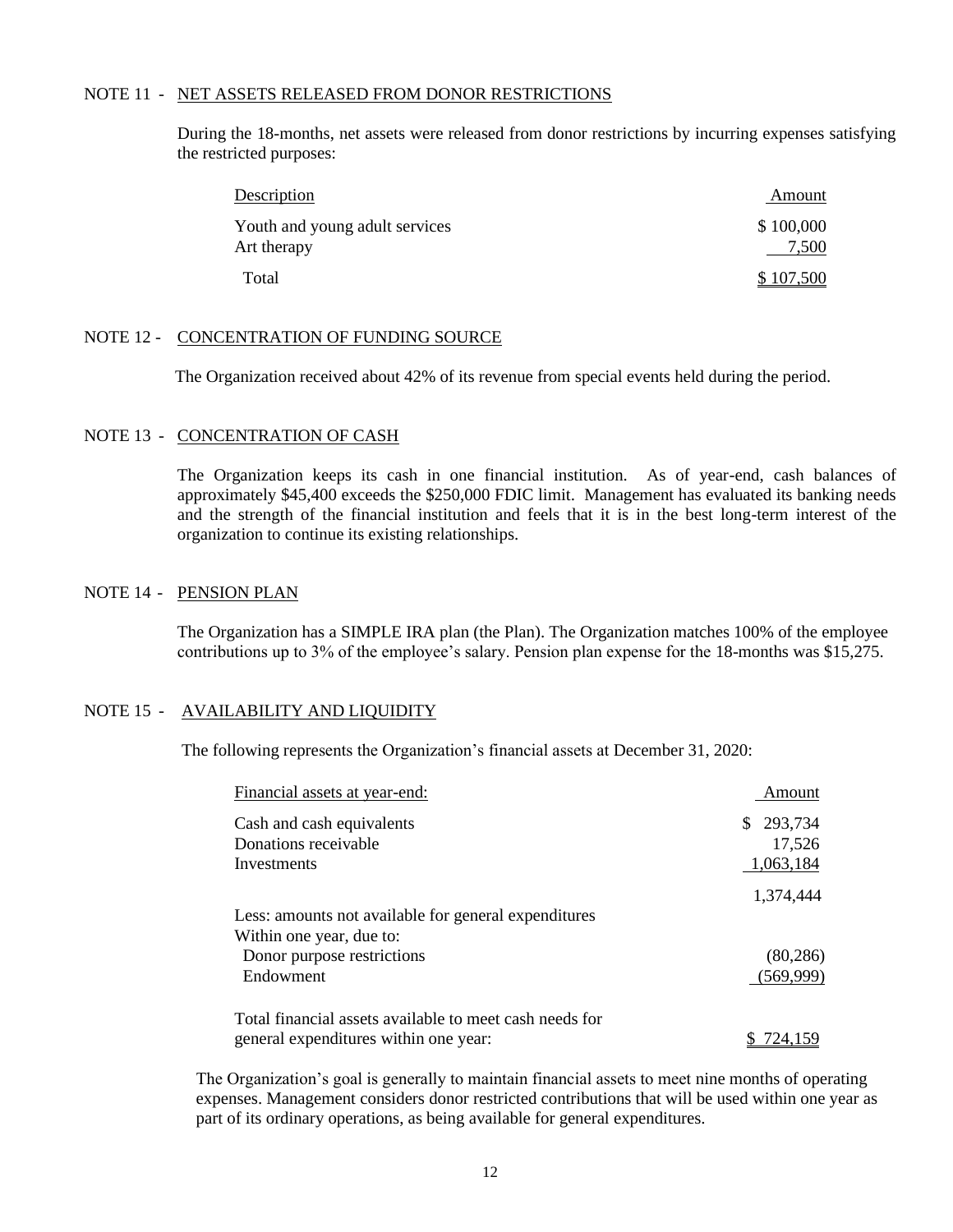## NOTE 11 - NET ASSETS RELEASED FROM DONOR RESTRICTIONS

During the 18-months, net assets were released from donor restrictions by incurring expenses satisfying the restricted purposes:

| Description | Amount |
|---|---|
| Youth and young adult services | $ 100,000 |
| Art therapy | 7,500 |
| Total | $ 107,500 |

## NOTE 12 - CONCENTRATION OF FUNDING SOURCE

The Organization received about 42% of its revenue from special events held during the period.

## NOTE 13 - CONCENTRATION OF CASH

The Organization keeps its cash in one financial institution. As of year-end, cash balances of approximately $45,400 exceeds the $250,000 FDIC limit. Management has evaluated its banking needs and the strength of the financial institution and feels that it is in the best long-term interest of the organization to continue its existing relationships.

## NOTE 14 - PENSION PLAN

The Organization has a SIMPLE IRA plan (the Plan). The Organization matches 100% of the employee contributions up to 3% of the employee's salary. Pension plan expense for the 18-months was $15,275.

## NOTE 15 - AVAILABILITY AND LIQUIDITY

The following represents the Organization's financial assets at December 31, 2020:

| Financial assets at year-end: | Amount |
|---|---|
| Cash and cash equivalents | $ 293,734 |
| Donations receivable | 17,526 |
| Investments | 1,063,184 |
| | 1,374,444 |
| Less: amounts not available for general expenditures | |
| Within one year, due to: | |
| Donor purpose restrictions | (80,286) |
| Endowment | (569,999) |
| Total financial assets available to meet cash needs for general expenditures within one year: | $ 724,159 |

The Organization's goal is generally to maintain financial assets to meet nine months of operating expenses. Management considers donor restricted contributions that will be used within one year as part of its ordinary operations, as being available for general expenditures.